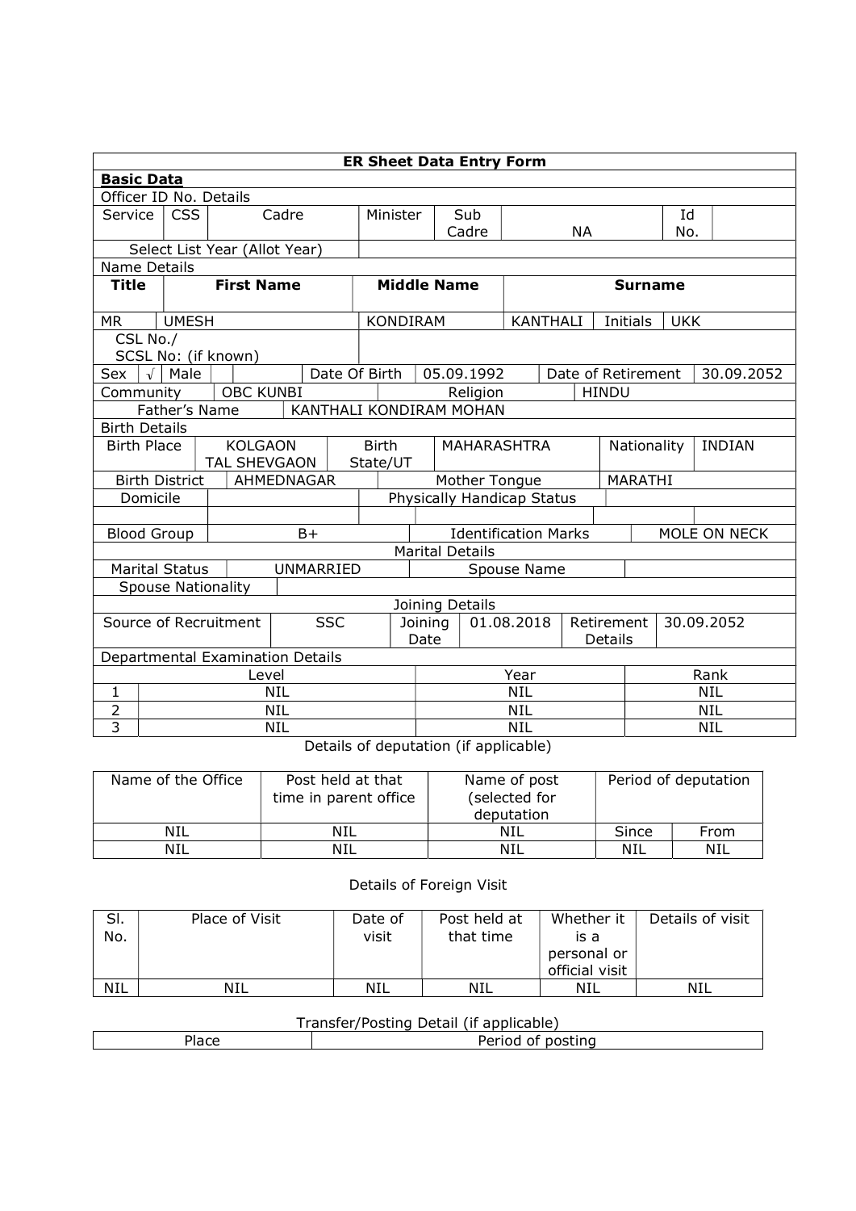| ER Sheet Data Entry Form | | | | | | | | |
|---|---|---|---|---|---|---|---|---|
| **Basic Data** | | | | | | | | |
| Officer ID No. Details | | | | | | | | |
| Service | CSS | Cadre | Minister | Sub Cadre | NA | Id No. | | |
| Select List Year (Allot Year) | | | | | | | | |
| Name Details | | | | | | | | |
| **Title** | **First Name** | **Middle Name** | **Surname** | | | | | |
| MR | UMESH | KONDIRAM | KANTHALI | Initials | UKK | | | |
| CSL No./ SCSL No: (if known) | | | | | | | | |
| Sex | √ | Male | Date Of Birth | 05.09.1992 | Date of Retirement | 30.09.2052 | | |
| Community | OBC KUNBI | Religion | HINDU | | | | | |
| Father's Name | KANTHALI KONDIRAM MOHAN | | | | | | | |
| Birth Details | | | | | | | | |
| Birth Place | KOLGAON TAL SHEVGAON | Birth State/UT | MAHARASHTRA | Nationality | INDIAN | | | |
| Birth District | AHMEDNAGAR | Mother Tongue | MARATHI | | | | | |
| Domicile | | Physically Handicap Status | | | | | | |
| Blood Group | B+ | Identification Marks | MOLE ON NECK | | | | | |
| Marital Details | | | | | | | | |
| Marital Status | UNMARRIED | Spouse Name | | | | | | |
| Spouse Nationality | | | | | | | | |
| Joining Details | | | | | | | | |
| Source of Recruitment | SSC | Joining Date | 01.08.2018 | Retirement Details | 30.09.2052 | | | |
| Departmental Examination Details | | | | | | | | |
| | Level | Year | Rank | | | | | |
| 1 | NIL | NIL | NIL | | | | | |
| 2 | NIL | NIL | NIL | | | | | |
| 3 | NIL | NIL | NIL | | | | | |

Details of deputation (if applicable)

| Name of the Office | Post held at that time in parent office | Name of post (selected for deputation | Period of deputation | |
|---|---|---|---|---|
| NIL | NIL | NIL | Since | From |
| NIL | NIL | NIL | NIL | NIL |

Details of Foreign Visit

| Sl. No. | Place of Visit | Date of visit | Post held at that time | Whether it is a personal or official visit | Details of visit |
|---|---|---|---|---|---|
| NIL | NIL | NIL | NIL | NIL | NIL |

Transfer/Posting Detail (if applicable)

| Place | Period of posting |
|---|---|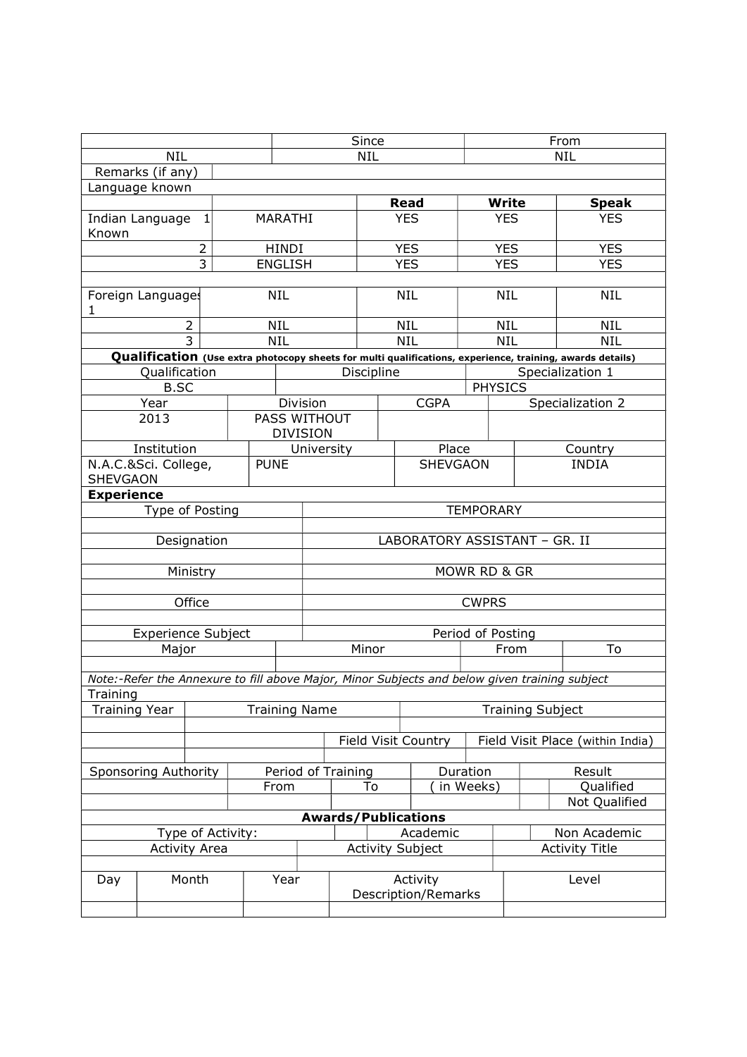| | Since | From |
|---|---|---|
| NIL | NIL | NIL |

| Remarks (if any) | |
|---|---|

Language known

| | | **Read** | **Write** | **Speak** |
|---|---|---|---|---|
| Indian Language Known | 1 MARATHI | YES | YES | YES |
| 2 | HINDI | YES | YES | YES |
| 3 | ENGLISH | YES | YES | YES |
| | | | | |
| Foreign Languages 1 | NIL | NIL | NIL | NIL |
| 2 | NIL | NIL | NIL | NIL |
| 3 | NIL | NIL | NIL | NIL |

**Qualification** (Use extra photocopy sheets for multi qualifications, experience, training, awards details)

| Qualification | Discipline | Specialization 1 |
|---|---|---|
| B.SC | | PHYSICS |

| Year | Division | CGPA | Specialization 2 |
|---|---|---|---|
| 2013 | PASS WITHOUT DIVISION | | |

| Institution | University | Place | Country |
|---|---|---|---|
| N.A.C.&Sci. College, SHEVGAON | PUNE | SHEVGAON | INDIA |

**Experience**

| Type of Posting | TEMPORARY |
|---|---|
| | |
| Designation | LABORATORY ASSISTANT – GR. II |
| | |
| Ministry | MOWR RD & GR |
| | |
| Office | CWPRS |
| | |

| Experience Subject | | Period of Posting | |
|---|---|---|---|
| Major | Minor | From | To |
| | | | |

*Note:-Refer the Annexure to fill above Major, Minor Subjects and below given training subject*

Training

| Training Year | Training Name | | Training Subject |
|---|---|---|---|
| | | | |
| | | Field Visit Country | Field Visit Place (within India) |
| | | | |

| Sponsoring Authority | Period of Training | | Duration | Result | |
|---|---|---|---|---|---|
| | From | To | ( in Weeks) | | Qualified |
| | | | | | Not Qualified |

**Awards/Publications**

| Type of Activity: | | Academic | | Non Academic |
|---|---|---|---|---|
| Activity Area | Activity Subject | | Activity Title | |
| | | | | |

| Day | Month | Year | Activity Description/Remarks | Level |
|---|---|---|---|---|
| | | | | |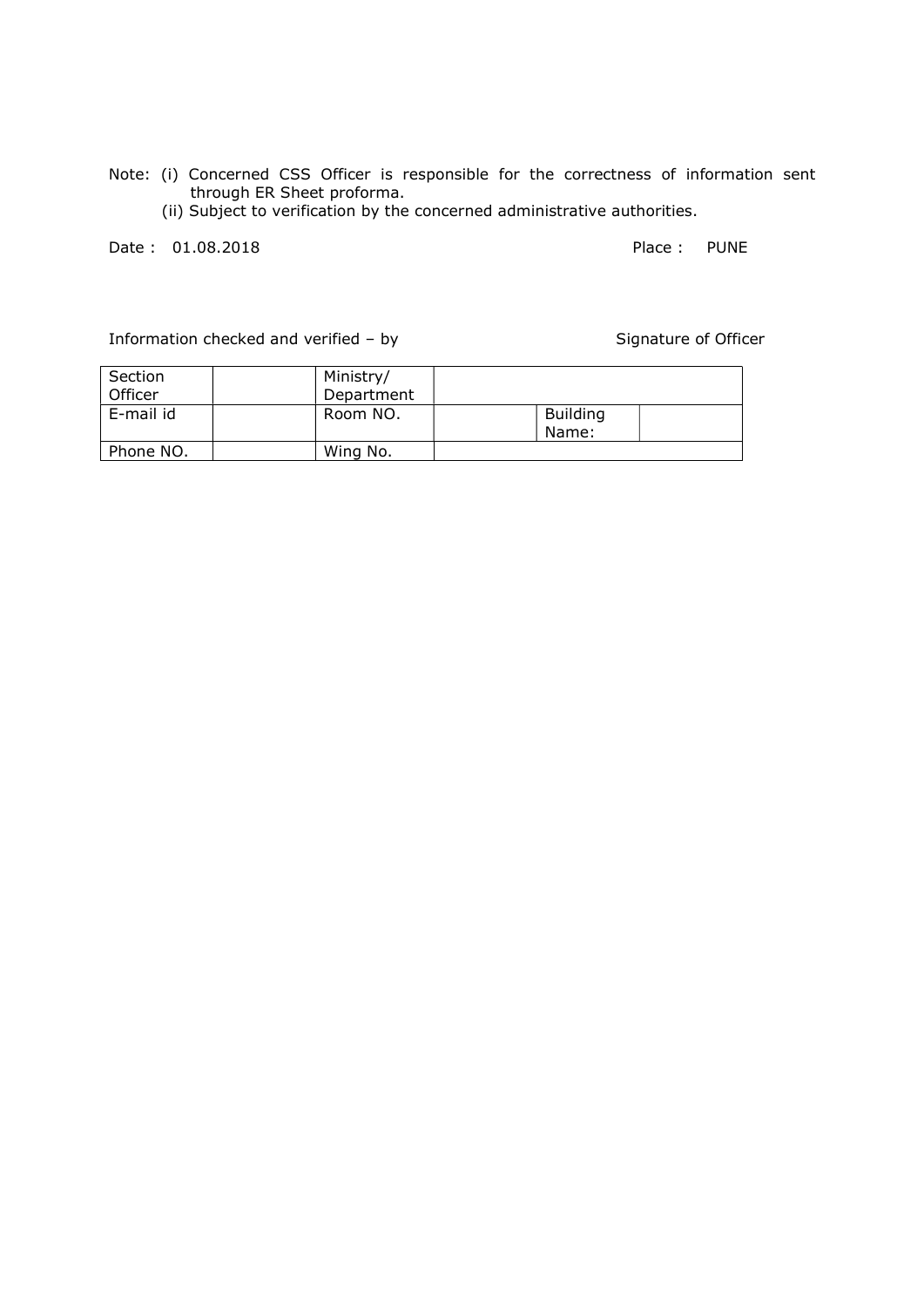Note: (i) Concerned CSS Officer is responsible for the correctness of information sent through ER Sheet proforma.

(ii) Subject to verification by the concerned administrative authorities.

Date : 01.08.2018 Place : PUNE

Information checked and verified – by Signature of Officer

| | | | | | |
|---|---|---|---|---|---|
| Section Officer | | Ministry/ Department | | | |
| E-mail id | | Room NO. | | Building Name: | |
| Phone NO. | | Wing No. | | | |